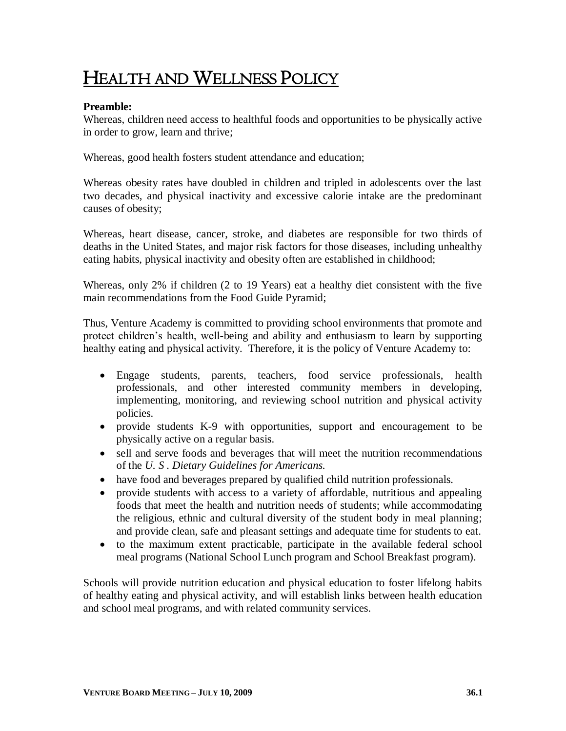# HEALTH AND WELLNESS POLICY

**Preamble:**
Whereas, children need access to healthful foods and opportunities to be physically active in order to grow, learn and thrive;

Whereas, good health fosters student attendance and education;

Whereas obesity rates have doubled in children and tripled in adolescents over the last two decades, and physical inactivity and excessive calorie intake are the predominant causes of obesity;

Whereas, heart disease, cancer, stroke, and diabetes are responsible for two thirds of deaths in the United States, and major risk factors for those diseases, including unhealthy eating habits, physical inactivity and obesity often are established in childhood;

Whereas, only 2% if children (2 to 19 Years) eat a healthy diet consistent with the five main recommendations from the Food Guide Pyramid;

Thus, Venture Academy is committed to providing school environments that promote and protect children's health, well-being and ability and enthusiasm to learn by supporting healthy eating and physical activity. Therefore, it is the policy of Venture Academy to:

- Engage students, parents, teachers, food service professionals, health professionals, and other interested community members in developing, implementing, monitoring, and reviewing school nutrition and physical activity policies.
- provide students K-9 with opportunities, support and encouragement to be physically active on a regular basis.
- sell and serve foods and beverages that will meet the nutrition recommendations of the *U. S . Dietary Guidelines for Americans.*
- have food and beverages prepared by qualified child nutrition professionals.
- provide students with access to a variety of affordable, nutritious and appealing foods that meet the health and nutrition needs of students; while accommodating the religious, ethnic and cultural diversity of the student body in meal planning; and provide clean, safe and pleasant settings and adequate time for students to eat.
- to the maximum extent practicable, participate in the available federal school meal programs (National School Lunch program and School Breakfast program).

Schools will provide nutrition education and physical education to foster lifelong habits of healthy eating and physical activity, and will establish links between health education and school meal programs, and with related community services.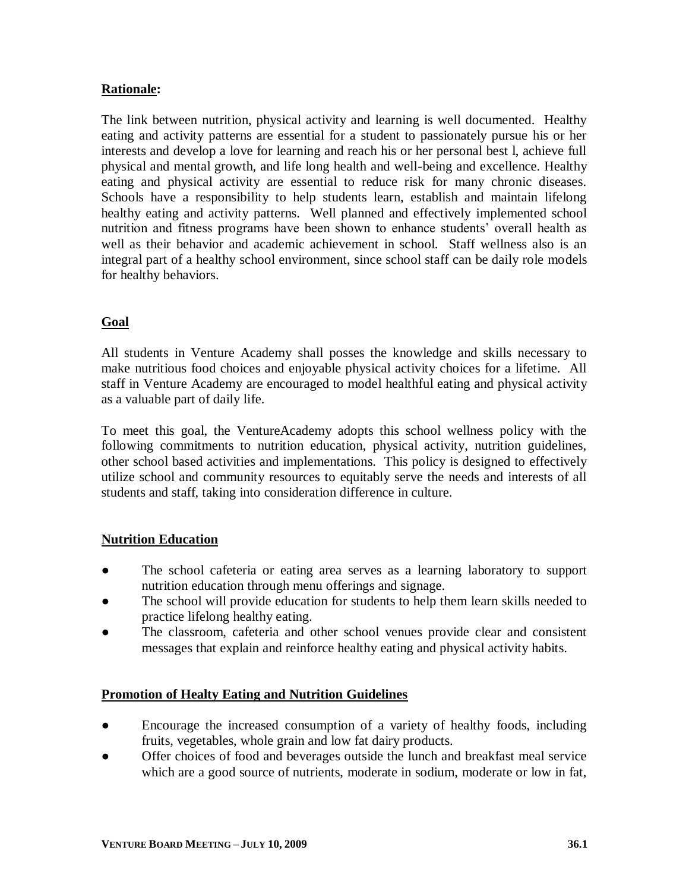**Rationale:**

The link between nutrition, physical activity and learning is well documented. Healthy eating and activity patterns are essential for a student to passionately pursue his or her interests and develop a love for learning and reach his or her personal best l, achieve full physical and mental growth, and life long health and well-being and excellence. Healthy eating and physical activity are essential to reduce risk for many chronic diseases. Schools have a responsibility to help students learn, establish and maintain lifelong healthy eating and activity patterns. Well planned and effectively implemented school nutrition and fitness programs have been shown to enhance students' overall health as well as their behavior and academic achievement in school. Staff wellness also is an integral part of a healthy school environment, since school staff can be daily role models for healthy behaviors.

**Goal**

All students in Venture Academy shall posses the knowledge and skills necessary to make nutritious food choices and enjoyable physical activity choices for a lifetime. All staff in Venture Academy are encouraged to model healthful eating and physical activity as a valuable part of daily life.

To meet this goal, the VentureAcademy adopts this school wellness policy with the following commitments to nutrition education, physical activity, nutrition guidelines, other school based activities and implementations. This policy is designed to effectively utilize school and community resources to equitably serve the needs and interests of all students and staff, taking into consideration difference in culture.

**Nutrition Education**

- The school cafeteria or eating area serves as a learning laboratory to support nutrition education through menu offerings and signage.
- The school will provide education for students to help them learn skills needed to practice lifelong healthy eating.
- The classroom, cafeteria and other school venues provide clear and consistent messages that explain and reinforce healthy eating and physical activity habits.

**Promotion of Healty Eating and Nutrition Guidelines**

- Encourage the increased consumption of a variety of healthy foods, including fruits, vegetables, whole grain and low fat dairy products.
- Offer choices of food and beverages outside the lunch and breakfast meal service which are a good source of nutrients, moderate in sodium, moderate or low in fat,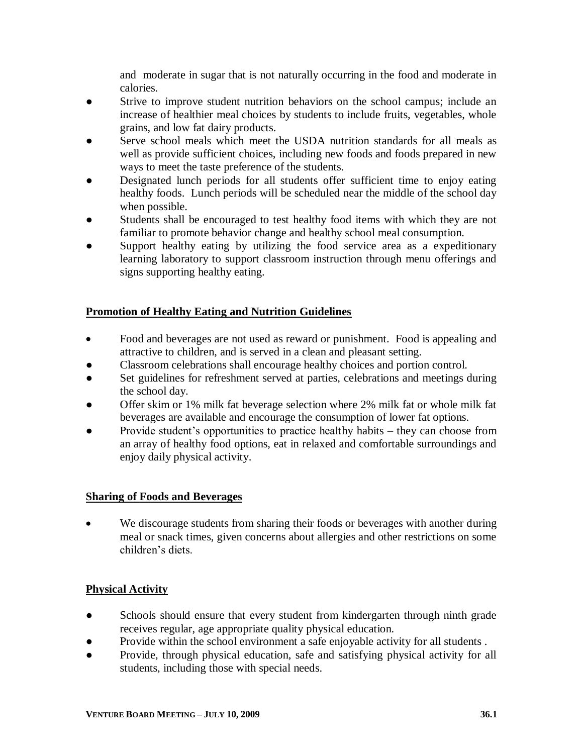and moderate in sugar that is not naturally occurring in the food and moderate in calories.

- Strive to improve student nutrition behaviors on the school campus; include an increase of healthier meal choices by students to include fruits, vegetables, whole grains, and low fat dairy products.
- Serve school meals which meet the USDA nutrition standards for all meals as well as provide sufficient choices, including new foods and foods prepared in new ways to meet the taste preference of the students.
- Designated lunch periods for all students offer sufficient time to enjoy eating healthy foods. Lunch periods will be scheduled near the middle of the school day when possible.
- Students shall be encouraged to test healthy food items with which they are not familiar to promote behavior change and healthy school meal consumption.
- Support healthy eating by utilizing the food service area as a expeditionary learning laboratory to support classroom instruction through menu offerings and signs supporting healthy eating.

**Promotion of Healthy Eating and Nutrition Guidelines**

- Food and beverages are not used as reward or punishment. Food is appealing and attractive to children, and is served in a clean and pleasant setting.
- Classroom celebrations shall encourage healthy choices and portion control.
- Set guidelines for refreshment served at parties, celebrations and meetings during the school day.
- Offer skim or 1% milk fat beverage selection where 2% milk fat or whole milk fat beverages are available and encourage the consumption of lower fat options.
- Provide student's opportunities to practice healthy habits – they can choose from an array of healthy food options, eat in relaxed and comfortable surroundings and enjoy daily physical activity.

**Sharing of Foods and Beverages**

- We discourage students from sharing their foods or beverages with another during meal or snack times, given concerns about allergies and other restrictions on some children's diets.

**Physical Activity**

- Schools should ensure that every student from kindergarten through ninth grade receives regular, age appropriate quality physical education.
- Provide within the school environment a safe enjoyable activity for all students .
- Provide, through physical education, safe and satisfying physical activity for all students, including those with special needs.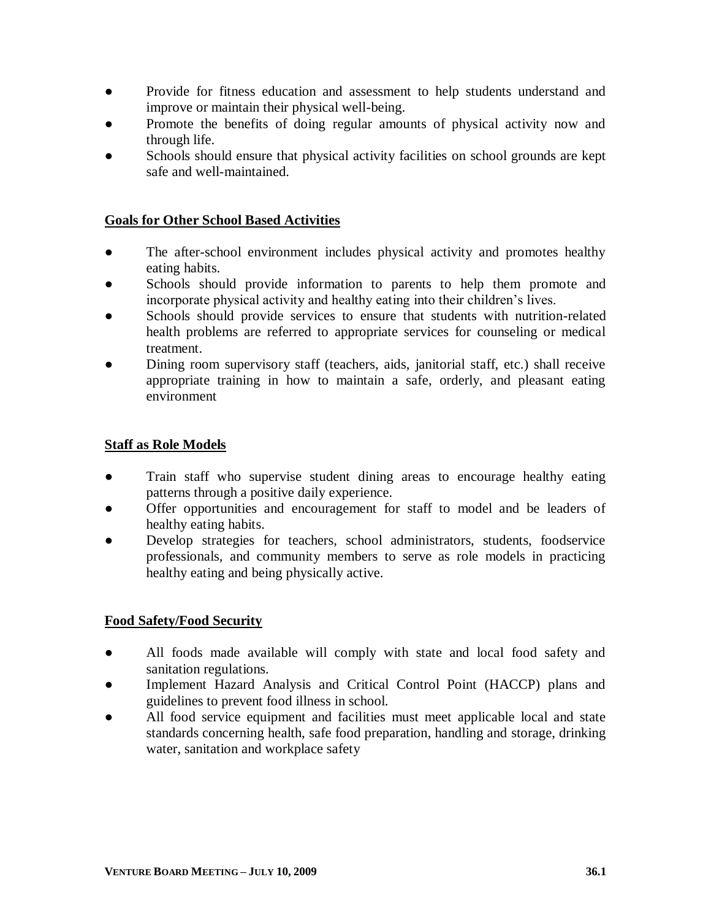- Provide for fitness education and assessment to help students understand and improve or maintain their physical well-being.
- Promote the benefits of doing regular amounts of physical activity now and through life.
- Schools should ensure that physical activity facilities on school grounds are kept safe and well-maintained.

**Goals for Other School Based Activities**

- The after-school environment includes physical activity and promotes healthy eating habits.
- Schools should provide information to parents to help them promote and incorporate physical activity and healthy eating into their children's lives.
- Schools should provide services to ensure that students with nutrition-related health problems are referred to appropriate services for counseling or medical treatment.
- Dining room supervisory staff (teachers, aids, janitorial staff, etc.) shall receive appropriate training in how to maintain a safe, orderly, and pleasant eating environment

**Staff as Role Models**

- Train staff who supervise student dining areas to encourage healthy eating patterns through a positive daily experience.
- Offer opportunities and encouragement for staff to model and be leaders of healthy eating habits.
- Develop strategies for teachers, school administrators, students, foodservice professionals, and community members to serve as role models in practicing healthy eating and being physically active.

**Food Safety/Food Security**

- All foods made available will comply with state and local food safety and sanitation regulations.
- Implement Hazard Analysis and Critical Control Point (HACCP) plans and guidelines to prevent food illness in school.
- All food service equipment and facilities must meet applicable local and state standards concerning health, safe food preparation, handling and storage, drinking water, sanitation and workplace safety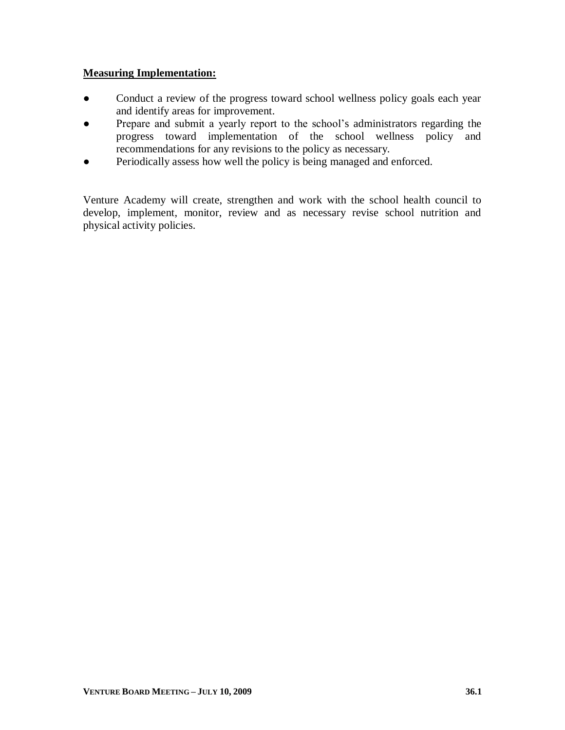**Measuring Implementation:**

- Conduct a review of the progress toward school wellness policy goals each year and identify areas for improvement.
- Prepare and submit a yearly report to the school's administrators regarding the progress toward implementation of the school wellness policy and recommendations for any revisions to the policy as necessary.
- Periodically assess how well the policy is being managed and enforced.

Venture Academy will create, strengthen and work with the school health council to develop, implement, monitor, review and as necessary revise school nutrition and physical activity policies.